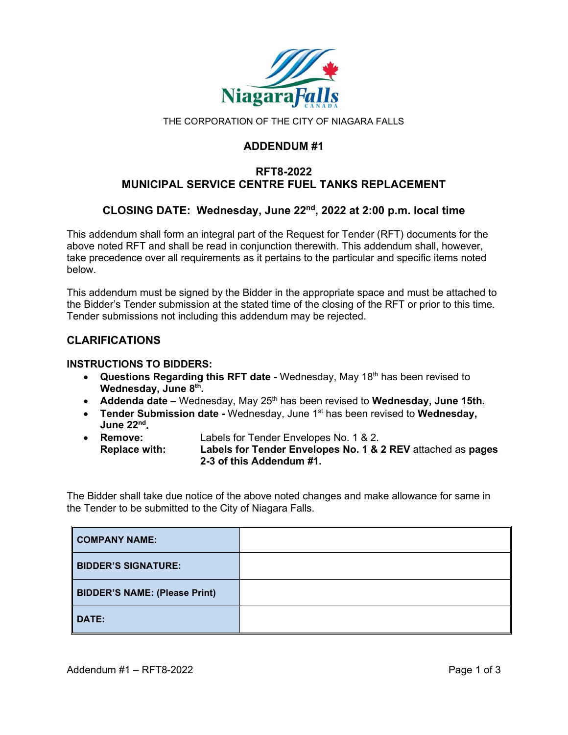THE CORPORATION OF THE CITY OF NIAGARA FALLS

# ADDENDUM #1

## RFT8-2022
## MUNICIPAL SERVICE CENTRE FUEL TANKS REPLACEMENT

### CLOSING DATE: Wednesday, June 22nd, 2022 at 2:00 p.m. local time

This addendum shall form an integral part of the Request for Tender (RFT) documents for the above noted RFT and shall be read in conjunction therewith. This addendum shall, however, take precedence over all requirements as it pertains to the particular and specific items noted below.

This addendum must be signed by the Bidder in the appropriate space and must be attached to the Bidder's Tender submission at the stated time of the closing of the RFT or prior to this time. Tender submissions not including this addendum may be rejected.

## CLARIFICATIONS

**INSTRUCTIONS TO BIDDERS:**

- **Questions Regarding this RFT date -** Wednesday, May 18th has been revised to **Wednesday, June 8th.**
- **Addenda date –** Wednesday, May 25th has been revised to **Wednesday, June 15th.**
- **Tender Submission date -** Wednesday, June 1st has been revised to **Wednesday, June 22nd.**
- **Remove:** Labels for Tender Envelopes No. 1 & 2.
  **Replace with:** **Labels for Tender Envelopes No. 1 & 2 REV** attached as **pages 2-3 of this Addendum #1.**

The Bidder shall take due notice of the above noted changes and make allowance for same in the Tender to be submitted to the City of Niagara Falls.

| | |
|---|---|
| **COMPANY NAME:** | |
| **BIDDER'S SIGNATURE:** | |
| **BIDDER'S NAME: (Please Print)** | |
| **DATE:** | |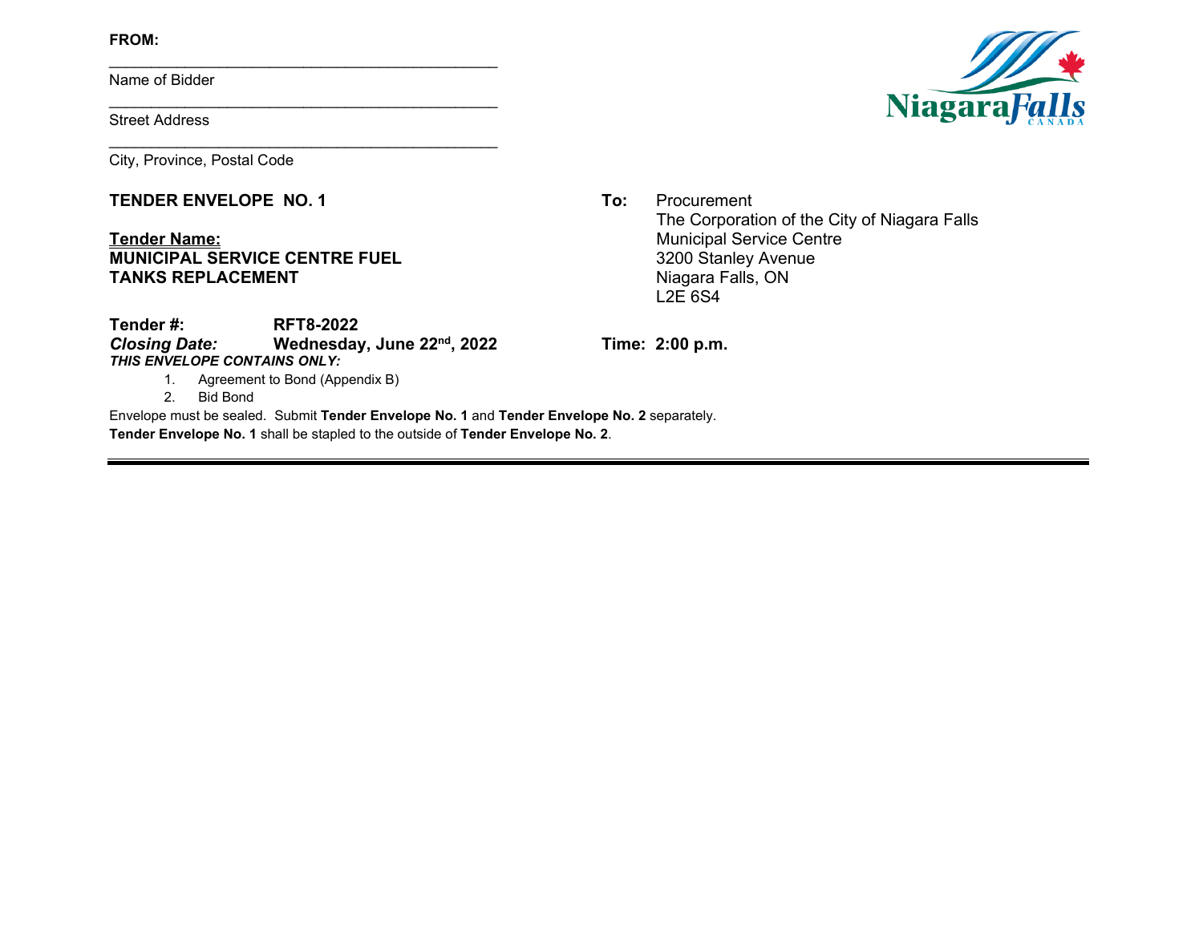**FROM:**

\_\_\_\_\_\_\_\_\_\_\_\_\_\_\_\_\_\_\_\_\_\_\_\_\_\_\_\_\_\_\_\_\_\_\_\_\_\_\_\_\_\_\_\_\_

Name of Bidder

\_\_\_\_\_\_\_\_\_\_\_\_\_\_\_\_\_\_\_\_\_\_\_\_\_\_\_\_\_\_\_\_\_\_\_\_\_\_\_\_\_\_\_\_\_

Street Address

\_\_\_\_\_\_\_\_\_\_\_\_\_\_\_\_\_\_\_\_\_\_\_\_\_\_\_\_\_\_\_\_\_\_\_\_\_\_\_\_\_\_\_\_\_

City, Province, Postal Code

**TENDER ENVELOPE NO. 1**

**<u>Tender Name:</u>**
**MUNICIPAL SERVICE CENTRE FUEL TANKS REPLACEMENT**

**To:** Procurement
The Corporation of the City of Niagara Falls
Municipal Service Centre
3200 Stanley Avenue
Niagara Falls, ON
L2E 6S4

**Tender #:** **RFT8-2022**
***Closing Date:*** **Wednesday, June 22nd, 2022** **Time: 2:00 p.m.**

***THIS ENVELOPE CONTAINS ONLY:***

1. Agreement to Bond (Appendix B)
2. Bid Bond

Envelope must be sealed. Submit **Tender Envelope No. 1** and **Tender Envelope No. 2** separately.
**Tender Envelope No. 1** shall be stapled to the outside of **Tender Envelope No. 2**.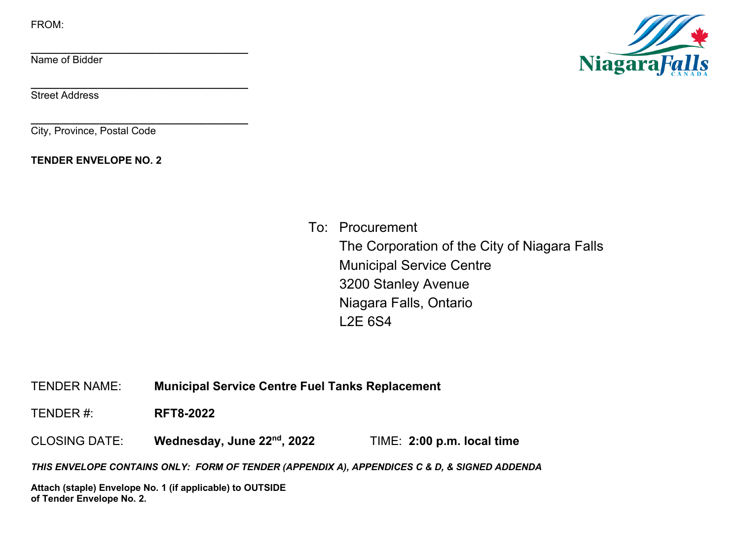FROM:

\_\_\_\_\_\_\_\_\_\_\_\_\_\_\_\_\_\_\_\_\_\_\_\_\_\_\_\_\_\_\_\_\_\_\_
Name of Bidder

\_\_\_\_\_\_\_\_\_\_\_\_\_\_\_\_\_\_\_\_\_\_\_\_\_\_\_\_\_\_\_\_\_\_\_
Street Address

\_\_\_\_\_\_\_\_\_\_\_\_\_\_\_\_\_\_\_\_\_\_\_\_\_\_\_\_\_\_\_\_\_\_\_
City, Province, Postal Code

**TENDER ENVELOPE NO. 2**

To: Procurement
The Corporation of the City of Niagara Falls
Municipal Service Centre
3200 Stanley Avenue
Niagara Falls, Ontario
L2E 6S4

TENDER NAME: **Municipal Service Centre Fuel Tanks Replacement**

TENDER #: **RFT8-2022**

CLOSING DATE: **Wednesday, June 22nd, 2022** TIME: **2:00 p.m. local time**

***THIS ENVELOPE CONTAINS ONLY: FORM OF TENDER (APPENDIX A), APPENDICES C & D, & SIGNED ADDENDA***

**Attach (staple) Envelope No. 1 (if applicable) to OUTSIDE of Tender Envelope No. 2.**